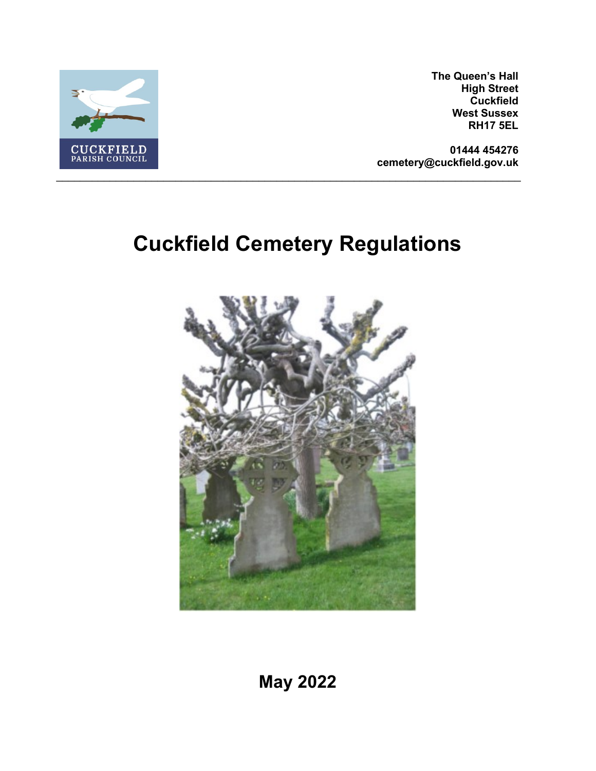CUCKFIELD
PARISH COUNCIL

**The Queen's Hall**
**High Street**
**Cuckfield**
**West Sussex**
**RH17 5EL**

**01444 454276**
**cemetery@cuckfield.gov.uk**

---

# Cuckfield Cemetery Regulations

**May 2022**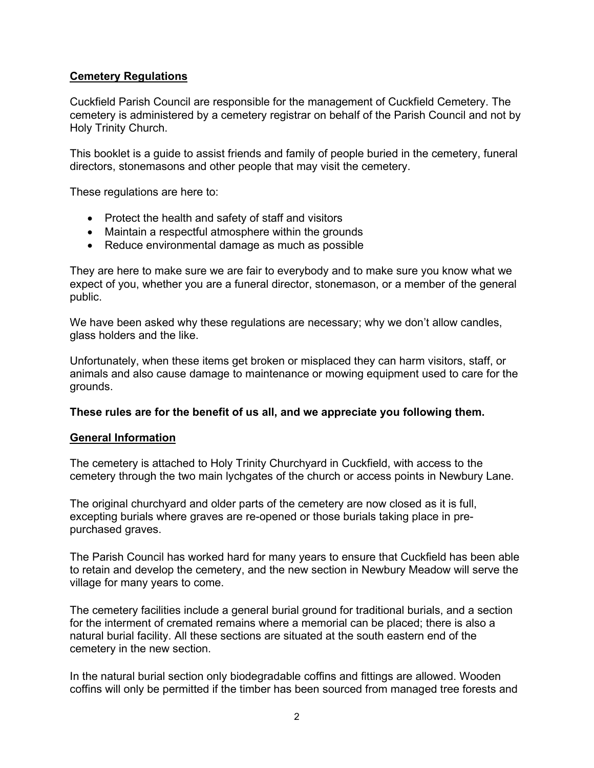## Cemetery Regulations

Cuckfield Parish Council are responsible for the management of Cuckfield Cemetery. The cemetery is administered by a cemetery registrar on behalf of the Parish Council and not by Holy Trinity Church.

This booklet is a guide to assist friends and family of people buried in the cemetery, funeral directors, stonemasons and other people that may visit the cemetery.

These regulations are here to:

- Protect the health and safety of staff and visitors
- Maintain a respectful atmosphere within the grounds
- Reduce environmental damage as much as possible

They are here to make sure we are fair to everybody and to make sure you know what we expect of you, whether you are a funeral director, stonemason, or a member of the general public.

We have been asked why these regulations are necessary; why we don't allow candles, glass holders and the like.

Unfortunately, when these items get broken or misplaced they can harm visitors, staff, or animals and also cause damage to maintenance or mowing equipment used to care for the grounds.

**These rules are for the benefit of us all, and we appreciate you following them.**

## General Information

The cemetery is attached to Holy Trinity Churchyard in Cuckfield, with access to the cemetery through the two main lychgates of the church or access points in Newbury Lane.

The original churchyard and older parts of the cemetery are now closed as it is full, excepting burials where graves are re-opened or those burials taking place in pre-purchased graves.

The Parish Council has worked hard for many years to ensure that Cuckfield has been able to retain and develop the cemetery, and the new section in Newbury Meadow will serve the village for many years to come.

The cemetery facilities include a general burial ground for traditional burials, and a section for the interment of cremated remains where a memorial can be placed; there is also a natural burial facility. All these sections are situated at the south eastern end of the cemetery in the new section.

In the natural burial section only biodegradable coffins and fittings are allowed. Wooden coffins will only be permitted if the timber has been sourced from managed tree forests and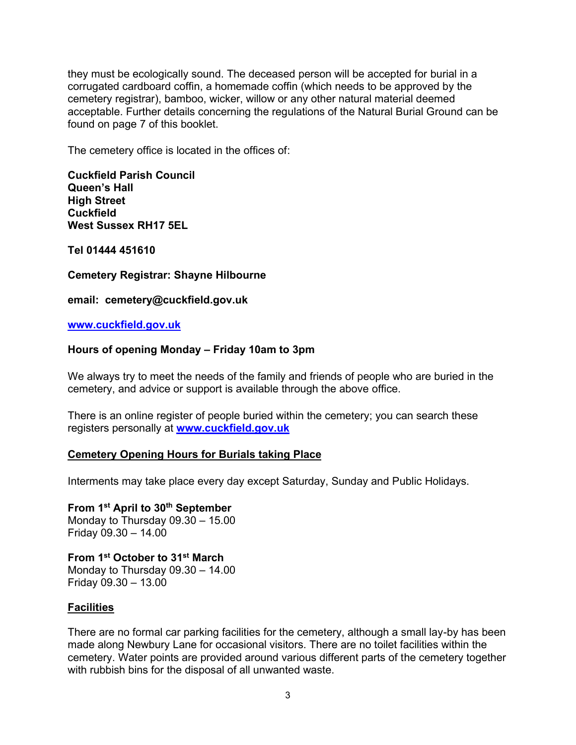they must be ecologically sound. The deceased person will be accepted for burial in a corrugated cardboard coffin, a homemade coffin (which needs to be approved by the cemetery registrar), bamboo, wicker, willow or any other natural material deemed acceptable. Further details concerning the regulations of the Natural Burial Ground can be found on page 7 of this booklet.

The cemetery office is located in the offices of:

**Cuckfield Parish Council**
**Queen's Hall**
**High Street**
**Cuckfield**
**West Sussex RH17 5EL**

**Tel 01444 451610**

**Cemetery Registrar: Shayne Hilbourne**

**email: cemetery@cuckfield.gov.uk**

**www.cuckfield.gov.uk**

**Hours of opening Monday – Friday 10am to 3pm**

We always try to meet the needs of the family and friends of people who are buried in the cemetery, and advice or support is available through the above office.

There is an online register of people buried within the cemetery; you can search these registers personally at **www.cuckfield.gov.uk**

## Cemetery Opening Hours for Burials taking Place

Interments may take place every day except Saturday, Sunday and Public Holidays.

**From 1st April to 30th September**
Monday to Thursday 09.30 – 15.00
Friday 09.30 – 14.00

**From 1st October to 31st March**
Monday to Thursday 09.30 – 14.00
Friday 09.30 – 13.00

## Facilities

There are no formal car parking facilities for the cemetery, although a small lay-by has been made along Newbury Lane for occasional visitors. There are no toilet facilities within the cemetery. Water points are provided around various different parts of the cemetery together with rubbish bins for the disposal of all unwanted waste.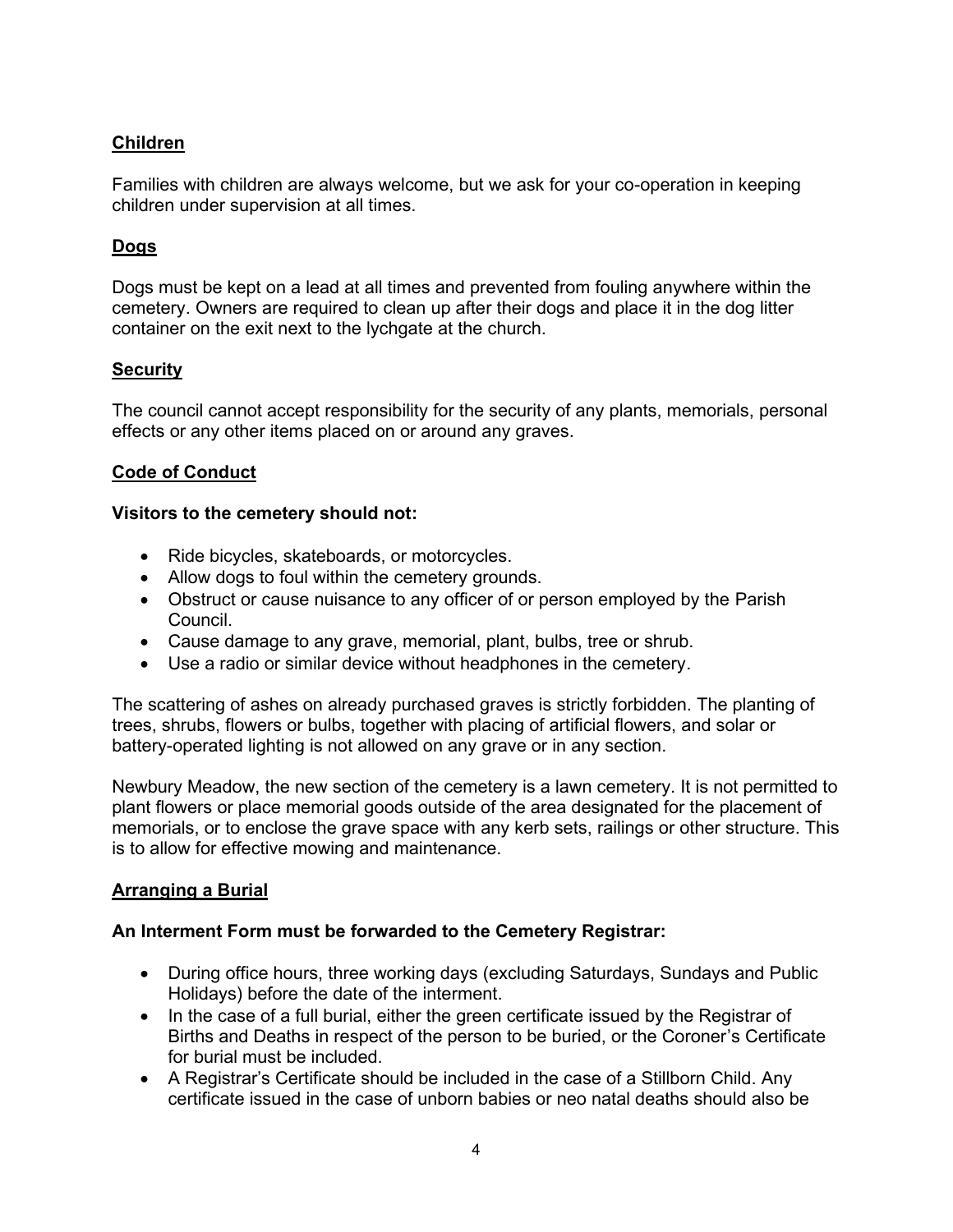## Children

Families with children are always welcome, but we ask for your co-operation in keeping children under supervision at all times.

## Dogs

Dogs must be kept on a lead at all times and prevented from fouling anywhere within the cemetery. Owners are required to clean up after their dogs and place it in the dog litter container on the exit next to the lychgate at the church.

## Security

The council cannot accept responsibility for the security of any plants, memorials, personal effects or any other items placed on or around any graves.

## Code of Conduct

**Visitors to the cemetery should not:**

- Ride bicycles, skateboards, or motorcycles.
- Allow dogs to foul within the cemetery grounds.
- Obstruct or cause nuisance to any officer of or person employed by the Parish Council.
- Cause damage to any grave, memorial, plant, bulbs, tree or shrub.
- Use a radio or similar device without headphones in the cemetery.

The scattering of ashes on already purchased graves is strictly forbidden. The planting of trees, shrubs, flowers or bulbs, together with placing of artificial flowers, and solar or battery-operated lighting is not allowed on any grave or in any section.

Newbury Meadow, the new section of the cemetery is a lawn cemetery. It is not permitted to plant flowers or place memorial goods outside of the area designated for the placement of memorials, or to enclose the grave space with any kerb sets, railings or other structure. This is to allow for effective mowing and maintenance.

## Arranging a Burial

**An Interment Form must be forwarded to the Cemetery Registrar:**

- During office hours, three working days (excluding Saturdays, Sundays and Public Holidays) before the date of the interment.
- In the case of a full burial, either the green certificate issued by the Registrar of Births and Deaths in respect of the person to be buried, or the Coroner's Certificate for burial must be included.
- A Registrar's Certificate should be included in the case of a Stillborn Child. Any certificate issued in the case of unborn babies or neo natal deaths should also be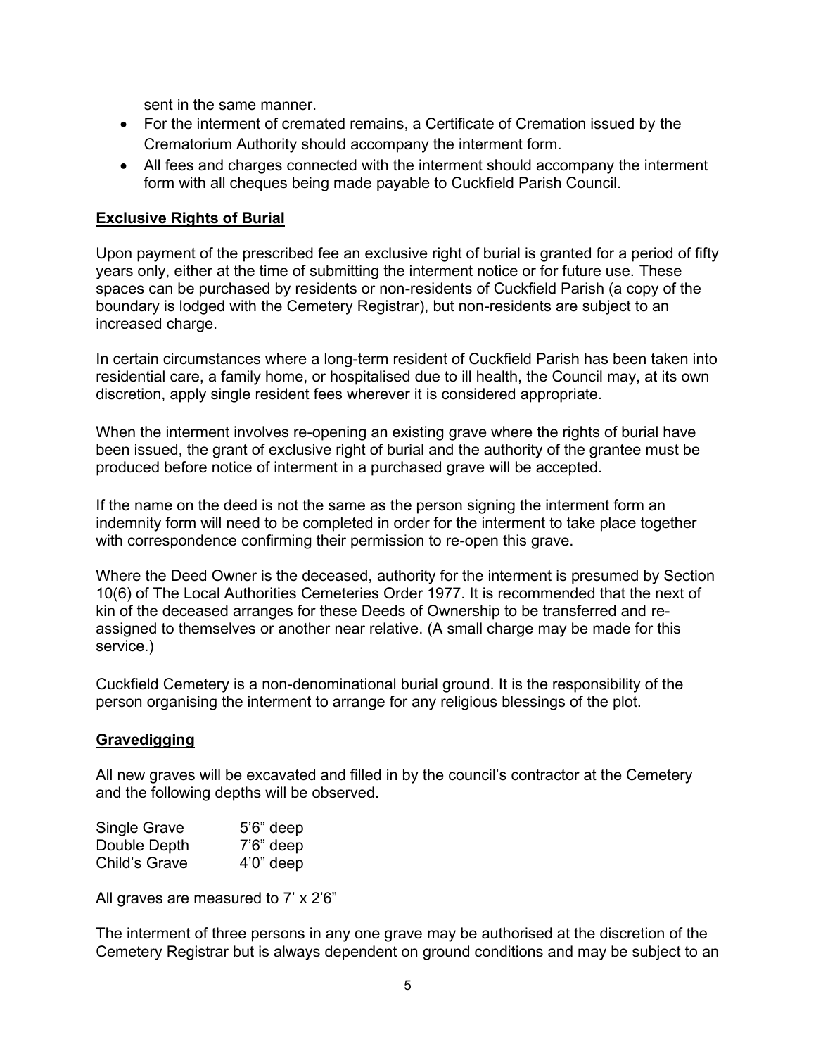sent in the same manner.

- For the interment of cremated remains, a Certificate of Cremation issued by the Crematorium Authority should accompany the interment form.
- All fees and charges connected with the interment should accompany the interment form with all cheques being made payable to Cuckfield Parish Council.

## Exclusive Rights of Burial

Upon payment of the prescribed fee an exclusive right of burial is granted for a period of fifty years only, either at the time of submitting the interment notice or for future use. These spaces can be purchased by residents or non-residents of Cuckfield Parish (a copy of the boundary is lodged with the Cemetery Registrar), but non-residents are subject to an increased charge.

In certain circumstances where a long-term resident of Cuckfield Parish has been taken into residential care, a family home, or hospitalised due to ill health, the Council may, at its own discretion, apply single resident fees wherever it is considered appropriate.

When the interment involves re-opening an existing grave where the rights of burial have been issued, the grant of exclusive right of burial and the authority of the grantee must be produced before notice of interment in a purchased grave will be accepted.

If the name on the deed is not the same as the person signing the interment form an indemnity form will need to be completed in order for the interment to take place together with correspondence confirming their permission to re-open this grave.

Where the Deed Owner is the deceased, authority for the interment is presumed by Section 10(6) of The Local Authorities Cemeteries Order 1977. It is recommended that the next of kin of the deceased arranges for these Deeds of Ownership to be transferred and re-assigned to themselves or another near relative. (A small charge may be made for this service.)

Cuckfield Cemetery is a non-denominational burial ground. It is the responsibility of the person organising the interment to arrange for any religious blessings of the plot.

## Gravedigging

All new graves will be excavated and filled in by the council's contractor at the Cemetery and the following depths will be observed.

| | |
|---|---|
| Single Grave | 5'6" deep |
| Double Depth | 7'6" deep |
| Child's Grave | 4'0" deep |

All graves are measured to 7' x 2'6"

The interment of three persons in any one grave may be authorised at the discretion of the Cemetery Registrar but is always dependent on ground conditions and may be subject to an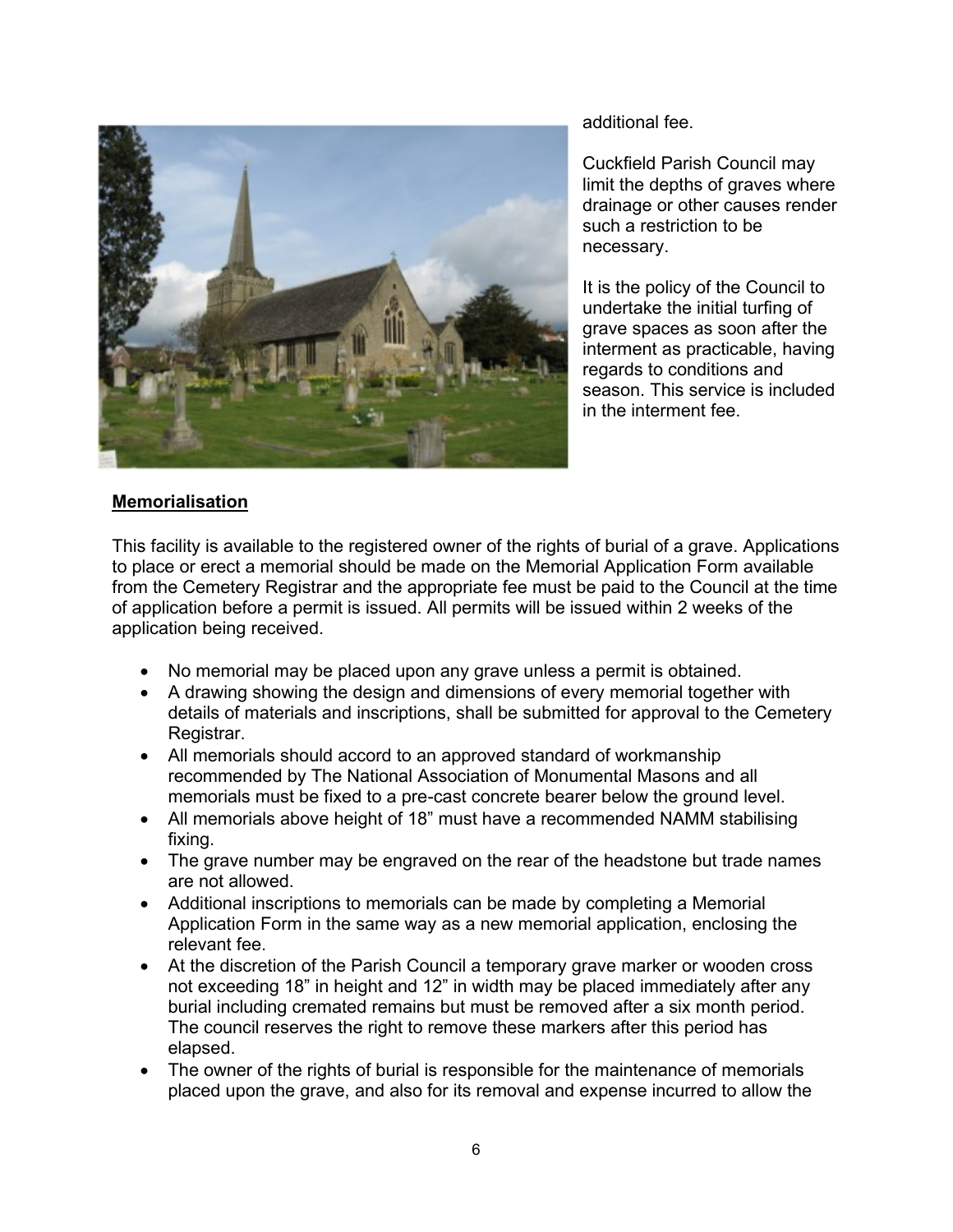additional fee.

Cuckfield Parish Council may limit the depths of graves where drainage or other causes render such a restriction to be necessary.

It is the policy of the Council to undertake the initial turfing of grave spaces as soon after the interment as practicable, having regards to conditions and season. This service is included in the interment fee.

## Memorialisation

This facility is available to the registered owner of the rights of burial of a grave. Applications to place or erect a memorial should be made on the Memorial Application Form available from the Cemetery Registrar and the appropriate fee must be paid to the Council at the time of application before a permit is issued. All permits will be issued within 2 weeks of the application being received.

- No memorial may be placed upon any grave unless a permit is obtained.
- A drawing showing the design and dimensions of every memorial together with details of materials and inscriptions, shall be submitted for approval to the Cemetery Registrar.
- All memorials should accord to an approved standard of workmanship recommended by The National Association of Monumental Masons and all memorials must be fixed to a pre-cast concrete bearer below the ground level.
- All memorials above height of 18" must have a recommended NAMM stabilising fixing.
- The grave number may be engraved on the rear of the headstone but trade names are not allowed.
- Additional inscriptions to memorials can be made by completing a Memorial Application Form in the same way as a new memorial application, enclosing the relevant fee.
- At the discretion of the Parish Council a temporary grave marker or wooden cross not exceeding 18" in height and 12" in width may be placed immediately after any burial including cremated remains but must be removed after a six month period. The council reserves the right to remove these markers after this period has elapsed.
- The owner of the rights of burial is responsible for the maintenance of memorials placed upon the grave, and also for its removal and expense incurred to allow the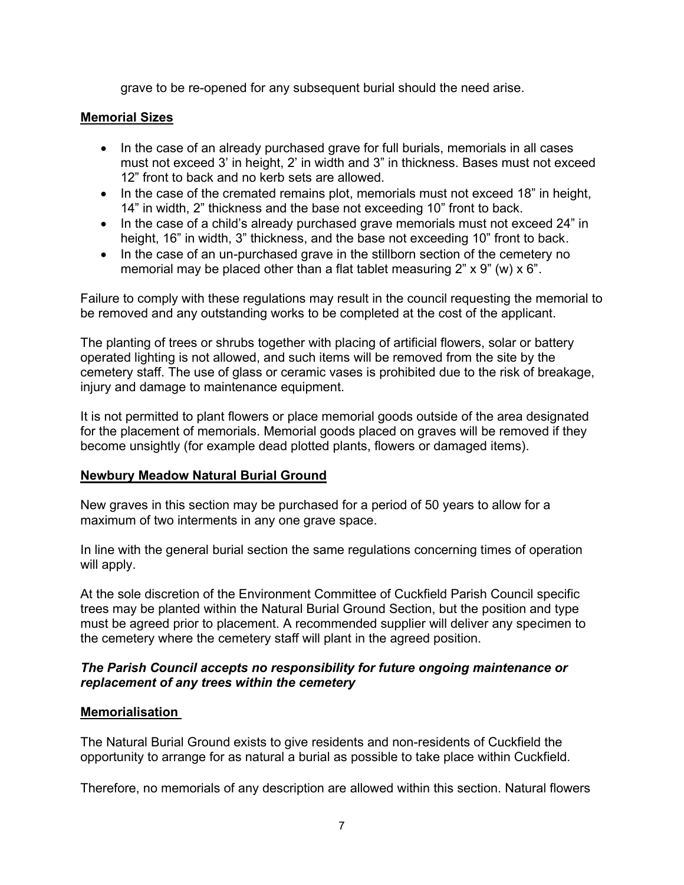grave to be re-opened for any subsequent burial should the need arise.

## Memorial Sizes

- In the case of an already purchased grave for full burials, memorials in all cases must not exceed 3' in height, 2' in width and 3" in thickness. Bases must not exceed 12" front to back and no kerb sets are allowed.
- In the case of the cremated remains plot, memorials must not exceed 18" in height, 14" in width, 2" thickness and the base not exceeding 10" front to back.
- In the case of a child's already purchased grave memorials must not exceed 24" in height, 16" in width, 3" thickness, and the base not exceeding 10" front to back.
- In the case of an un-purchased grave in the stillborn section of the cemetery no memorial may be placed other than a flat tablet measuring 2" x 9" (w) x 6".

Failure to comply with these regulations may result in the council requesting the memorial to be removed and any outstanding works to be completed at the cost of the applicant.

The planting of trees or shrubs together with placing of artificial flowers, solar or battery operated lighting is not allowed, and such items will be removed from the site by the cemetery staff. The use of glass or ceramic vases is prohibited due to the risk of breakage, injury and damage to maintenance equipment.

It is not permitted to plant flowers or place memorial goods outside of the area designated for the placement of memorials. Memorial goods placed on graves will be removed if they become unsightly (for example dead plotted plants, flowers or damaged items).

## Newbury Meadow Natural Burial Ground

New graves in this section may be purchased for a period of 50 years to allow for a maximum of two interments in any one grave space.

In line with the general burial section the same regulations concerning times of operation will apply.

At the sole discretion of the Environment Committee of Cuckfield Parish Council specific trees may be planted within the Natural Burial Ground Section, but the position and type must be agreed prior to placement. A recommended supplier will deliver any specimen to the cemetery where the cemetery staff will plant in the agreed position.

***The Parish Council accepts no responsibility for future ongoing maintenance or replacement of any trees within the cemetery***

## Memorialisation

The Natural Burial Ground exists to give residents and non-residents of Cuckfield the opportunity to arrange for as natural a burial as possible to take place within Cuckfield.

Therefore, no memorials of any description are allowed within this section. Natural flowers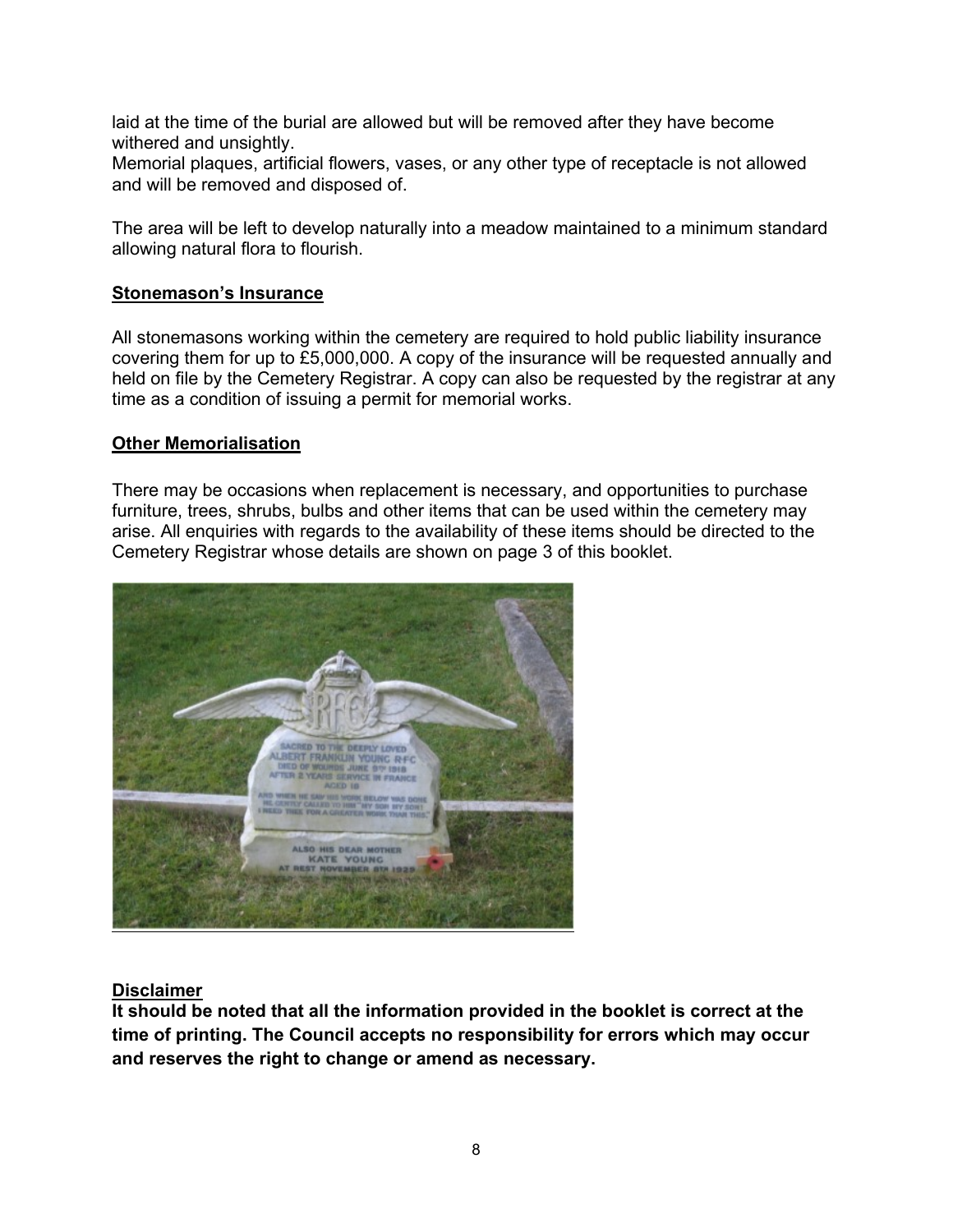laid at the time of the burial are allowed but will be removed after they have become withered and unsightly.
Memorial plaques, artificial flowers, vases, or any other type of receptacle is not allowed and will be removed and disposed of.

The area will be left to develop naturally into a meadow maintained to a minimum standard allowing natural flora to flourish.

## Stonemason's Insurance

All stonemasons working within the cemetery are required to hold public liability insurance covering them for up to £5,000,000. A copy of the insurance will be requested annually and held on file by the Cemetery Registrar. A copy can also be requested by the registrar at any time as a condition of issuing a permit for memorial works.

## Other Memorialisation

There may be occasions when replacement is necessary, and opportunities to purchase furniture, trees, shrubs, bulbs and other items that can be used within the cemetery may arise. All enquiries with regards to the availability of these items should be directed to the Cemetery Registrar whose details are shown on page 3 of this booklet.

## Disclaimer

**It should be noted that all the information provided in the booklet is correct at the time of printing. The Council accepts no responsibility for errors which may occur and reserves the right to change or amend as necessary.**